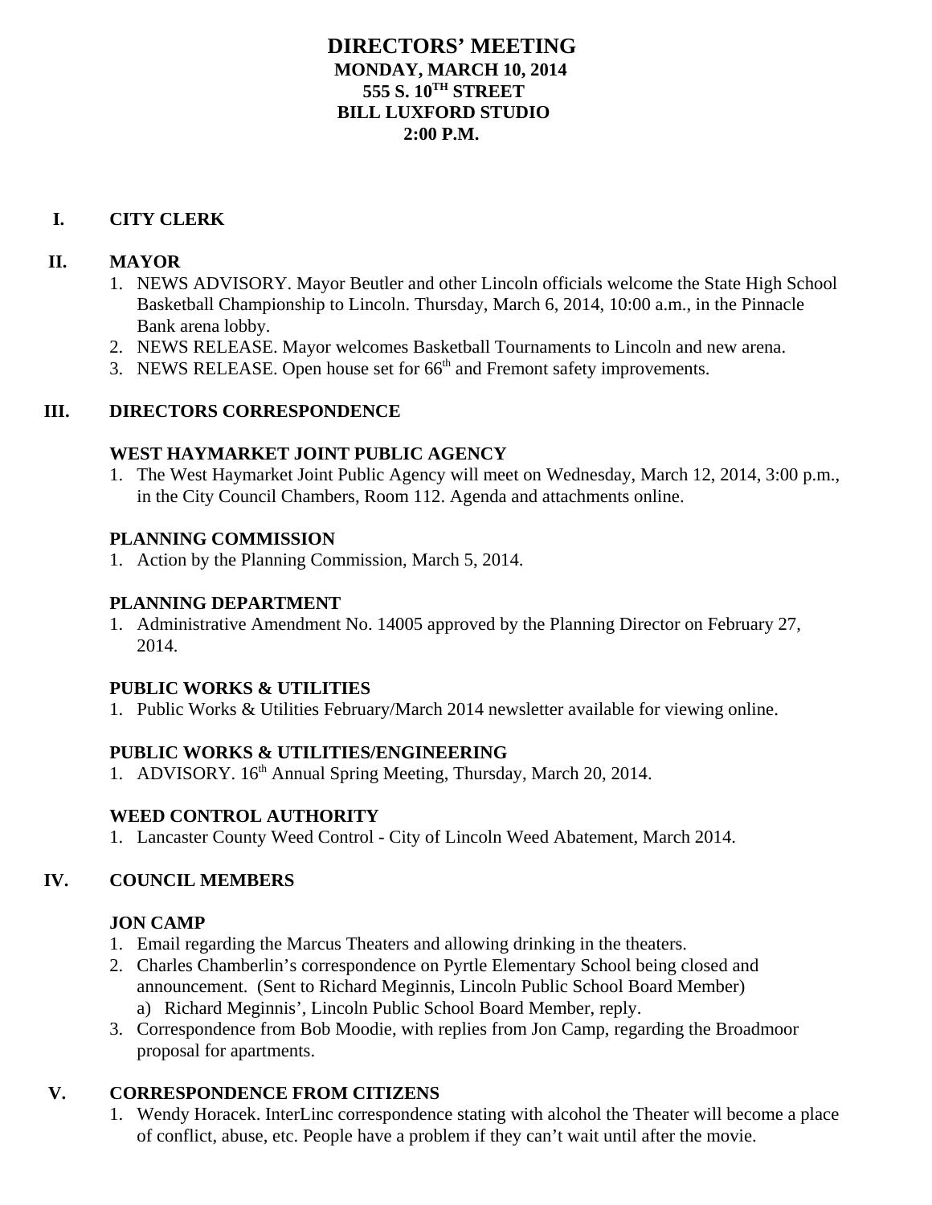# DIRECTORS' MEETING

**MONDAY, MARCH 10, 2014**
**555 S. 10$^{TH}$ STREET**
**BILL LUXFORD STUDIO**
**2:00 P.M.**

## I. CITY CLERK

## II. MAYOR

1. NEWS ADVISORY. Mayor Beutler and other Lincoln officials welcome the State High School Basketball Championship to Lincoln. Thursday, March 6, 2014, 10:00 a.m., in the Pinnacle Bank arena lobby.
2. NEWS RELEASE. Mayor welcomes Basketball Tournaments to Lincoln and new arena.
3. NEWS RELEASE. Open house set for 66$^{th}$ and Fremont safety improvements.

## III. DIRECTORS CORRESPONDENCE

### WEST HAYMARKET JOINT PUBLIC AGENCY

1. The West Haymarket Joint Public Agency will meet on Wednesday, March 12, 2014, 3:00 p.m., in the City Council Chambers, Room 112. Agenda and attachments online.

### PLANNING COMMISSION

1. Action by the Planning Commission, March 5, 2014.

### PLANNING DEPARTMENT

1. Administrative Amendment No. 14005 approved by the Planning Director on February 27, 2014.

### PUBLIC WORKS & UTILITIES

1. Public Works & Utilities February/March 2014 newsletter available for viewing online.

### PUBLIC WORKS & UTILITIES/ENGINEERING

1. ADVISORY. 16$^{th}$ Annual Spring Meeting, Thursday, March 20, 2014.

### WEED CONTROL AUTHORITY

1. Lancaster County Weed Control - City of Lincoln Weed Abatement, March 2014.

## IV. COUNCIL MEMBERS

### JON CAMP

1. Email regarding the Marcus Theaters and allowing drinking in the theaters.
2. Charles Chamberlin's correspondence on Pyrtle Elementary School being closed and announcement. (Sent to Richard Meginnis, Lincoln Public School Board Member)
   a) Richard Meginnis', Lincoln Public School Board Member, reply.
3. Correspondence from Bob Moodie, with replies from Jon Camp, regarding the Broadmoor proposal for apartments.

## V. CORRESPONDENCE FROM CITIZENS

1. Wendy Horacek. InterLinc correspondence stating with alcohol the Theater will become a place of conflict, abuse, etc. People have a problem if they can't wait until after the movie.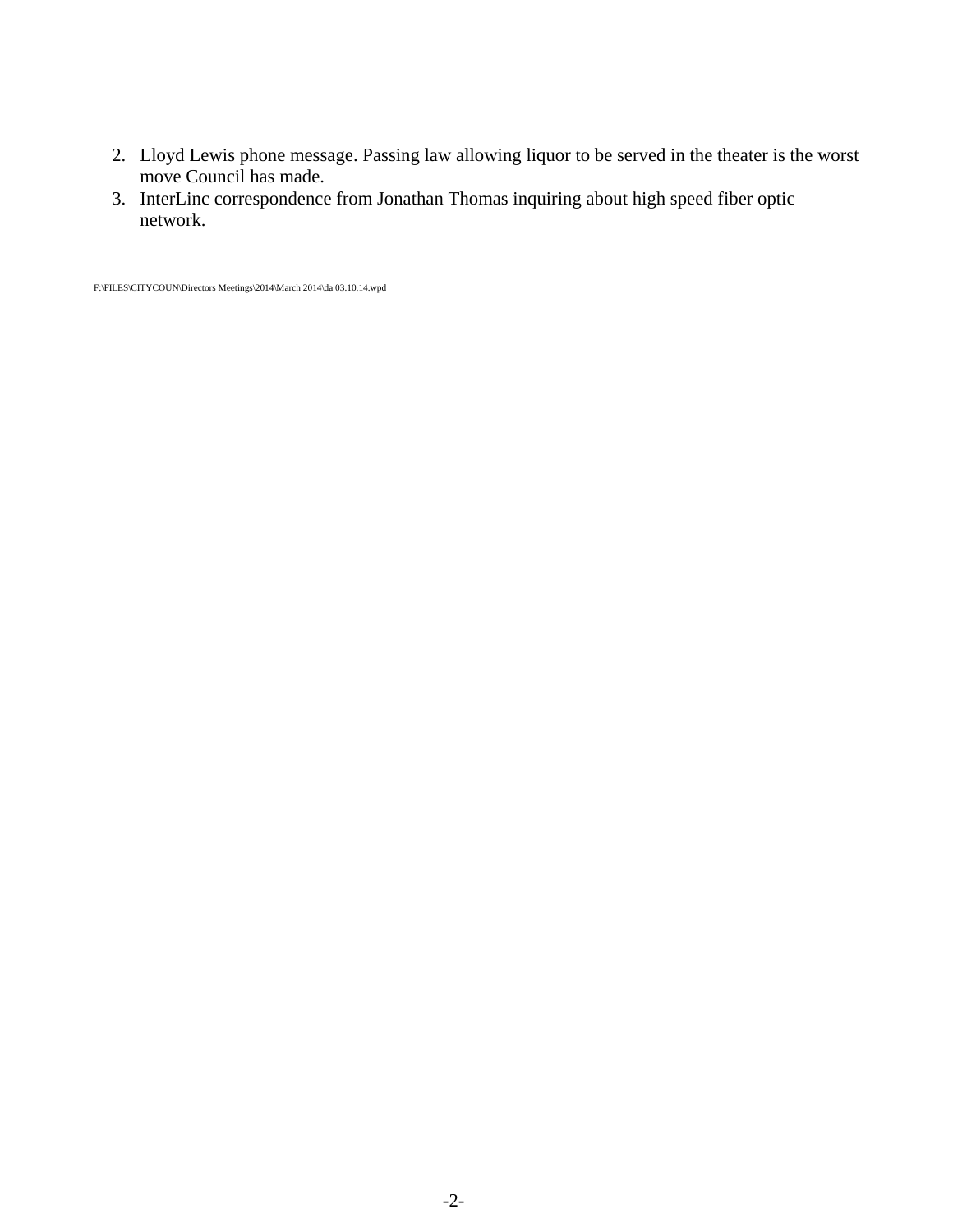2. Lloyd Lewis phone message. Passing law allowing liquor to be served in the theater is the worst move Council has made.
3. InterLinc correspondence from Jonathan Thomas inquiring about high speed fiber optic network.

F:\FILES\CITYCOUN\Directors Meetings\2014\March 2014\da 03.10.14.wpd